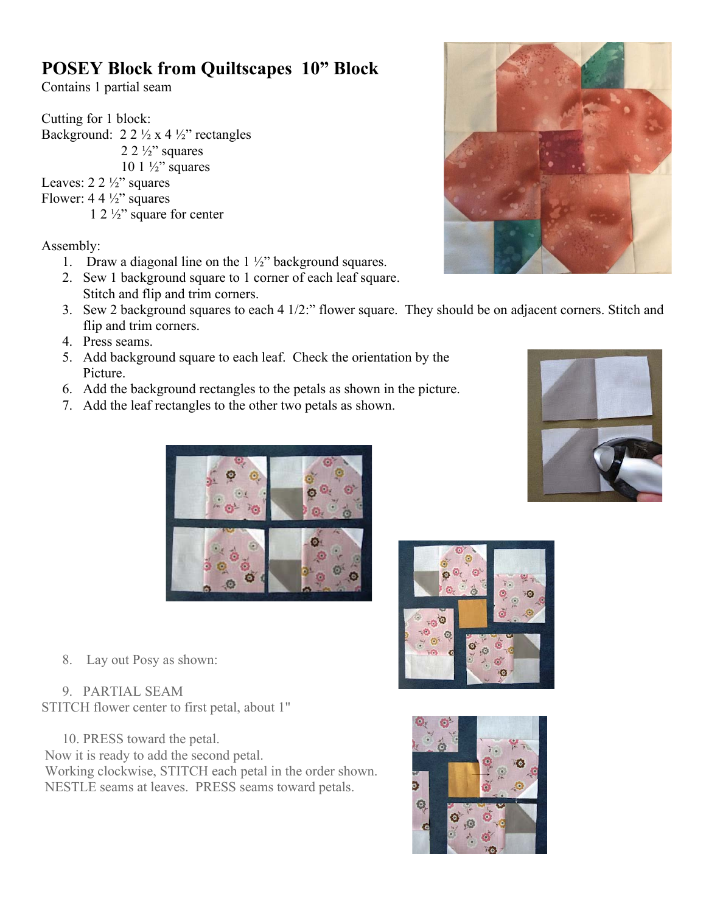# POSEY Block from Quiltscapes 10" Block

Contains 1 partial seam

Cutting for 1 block:

Background: 2 2 ½ x 4 ½" rectangles
2 2 ½" squares
10 1 ½" squares

Leaves: 2 2 ½" squares

Flower: 4 4 ½" squares
1 2 ½" square for center

Assembly:

1. Draw a diagonal line on the 1 ½" background squares.
2. Sew 1 background square to 1 corner of each leaf square. Stitch and flip and trim corners.
3. Sew 2 background squares to each 4 1/2:" flower square. They should be on adjacent corners. Stitch and flip and trim corners.
4. Press seams.
5. Add background square to each leaf. Check the orientation by the Picture.
6. Add the background rectangles to the petals as shown in the picture.
7. Add the leaf rectangles to the other two petals as shown.
8. Lay out Posy as shown:
9. PARTIAL SEAM

STITCH flower center to first petal, about 1"

10. PRESS toward the petal.

Now it is ready to add the second petal.
Working clockwise, STITCH each petal in the order shown.
NESTLE seams at leaves. PRESS seams toward petals.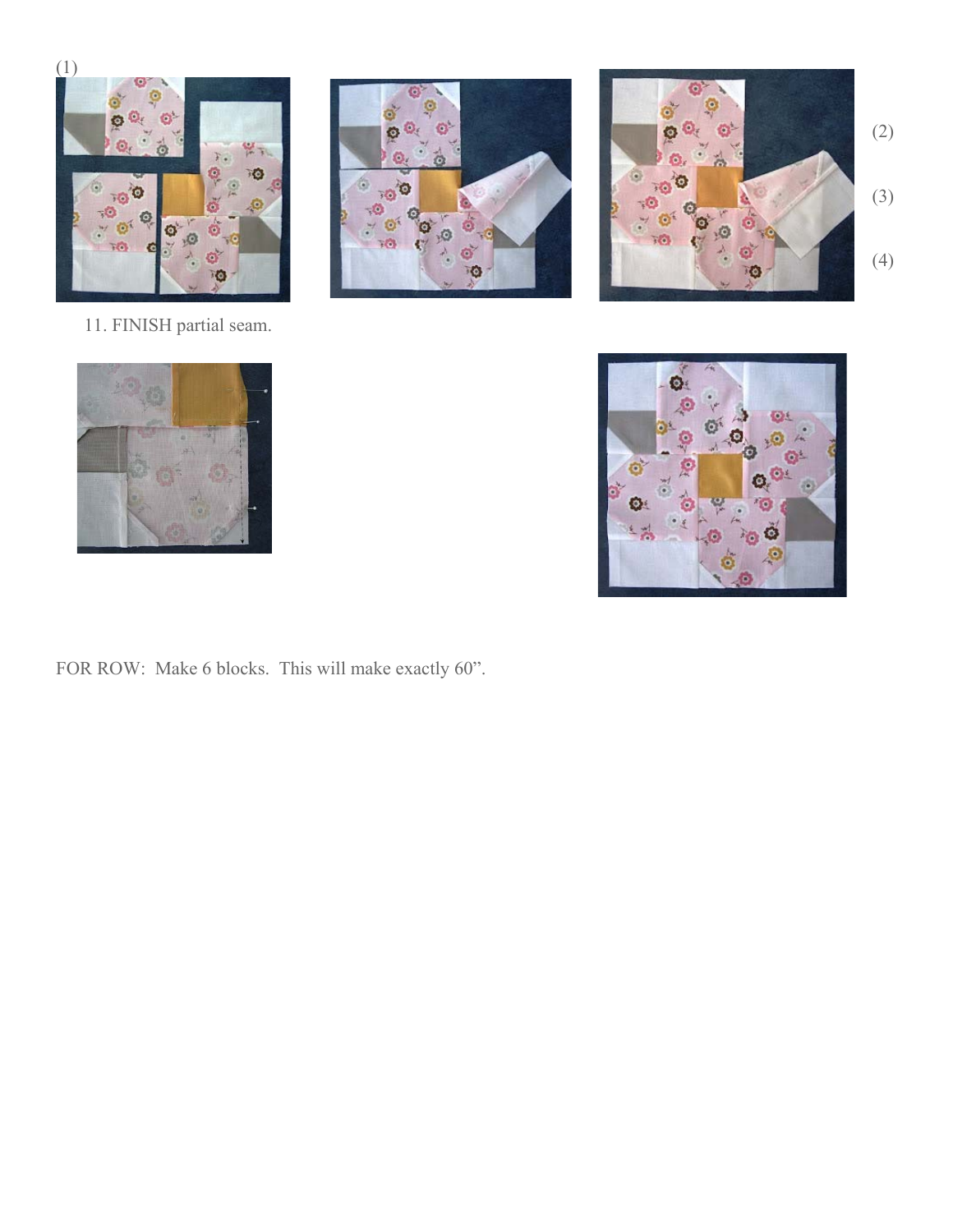(1)

(2)

(3)

(4)

11. FINISH partial seam.

FOR ROW: Make 6 blocks. This will make exactly 60".